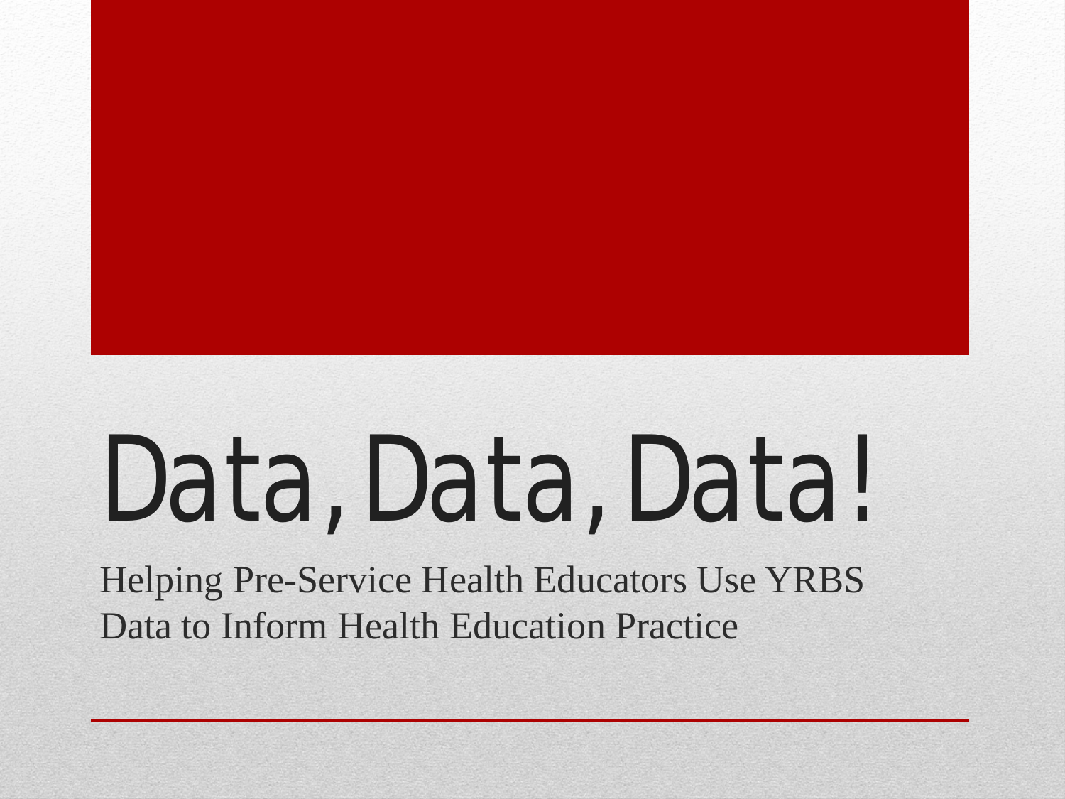# Data, Data, Data!

Helping Pre-Service Health Educators Use YRBS Data to Inform Health Education Practice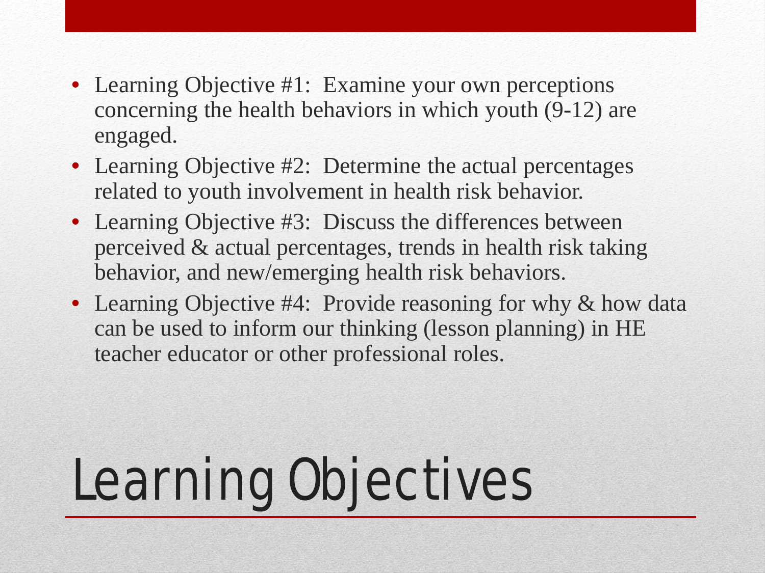# Learning Objectives

- Learning Objective #1: Examine your own perceptions concerning the health behaviors in which youth (9-12) are engaged.
- Learning Objective #2: Determine the actual percentages related to youth involvement in health risk behavior.
- Learning Objective #3: Discuss the differences between perceived & actual percentages, trends in health risk taking behavior, and new/emerging health risk behaviors.
- Learning Objective #4: Provide reasoning for why & how data can be used to inform our thinking (lesson planning) in HE teacher educator or other professional roles.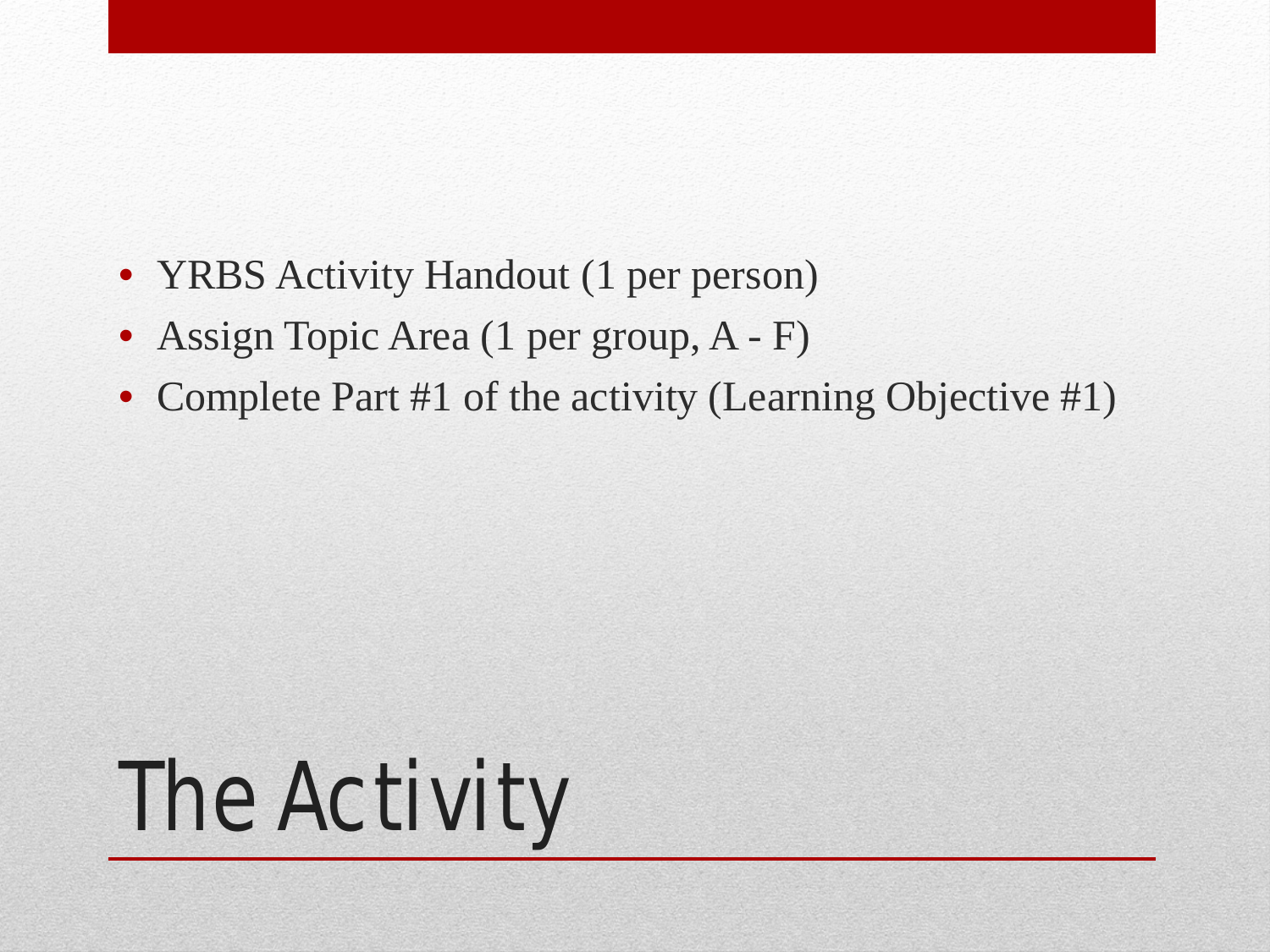# The Activity

- YRBS Activity Handout (1 per person)
- Assign Topic Area (1 per group, A - F)
- Complete Part #1 of the activity (Learning Objective #1)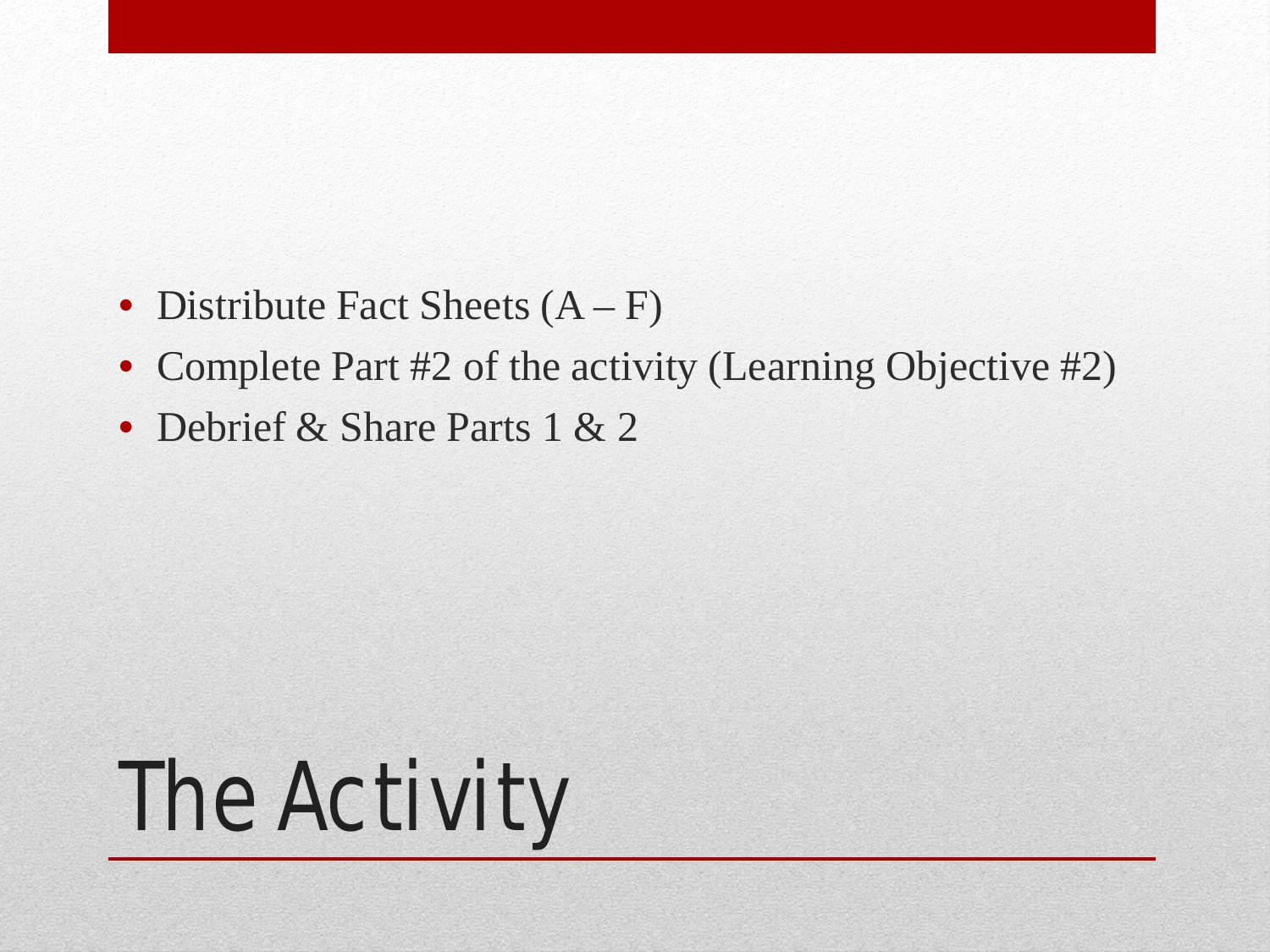# The Activity

- Distribute Fact Sheets (A – F)
- Complete Part #2 of the activity (Learning Objective #2)
- Debrief & Share Parts 1 & 2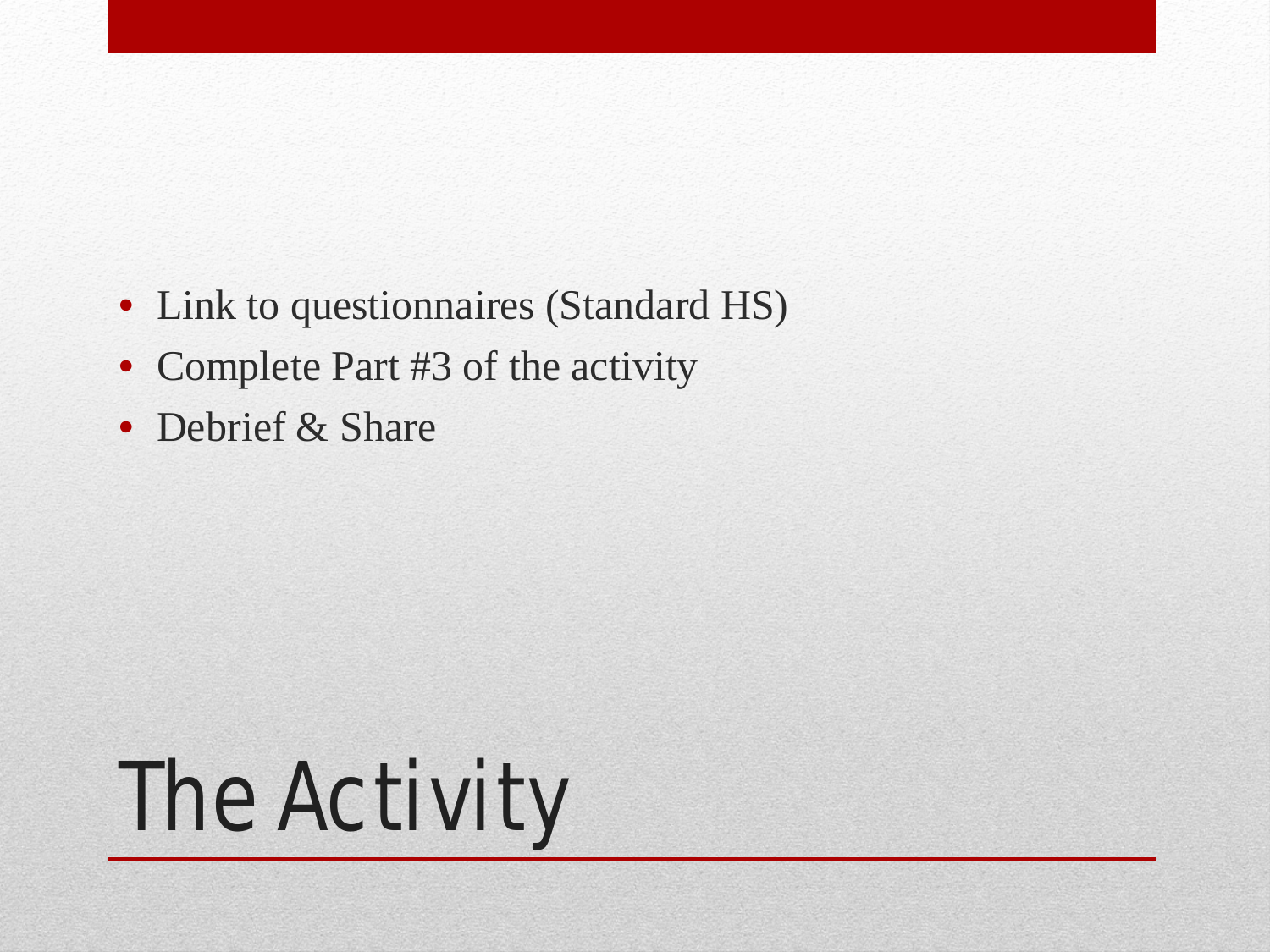# The Activity

- Link to questionnaires (Standard HS)
- Complete Part #3 of the activity
- Debrief & Share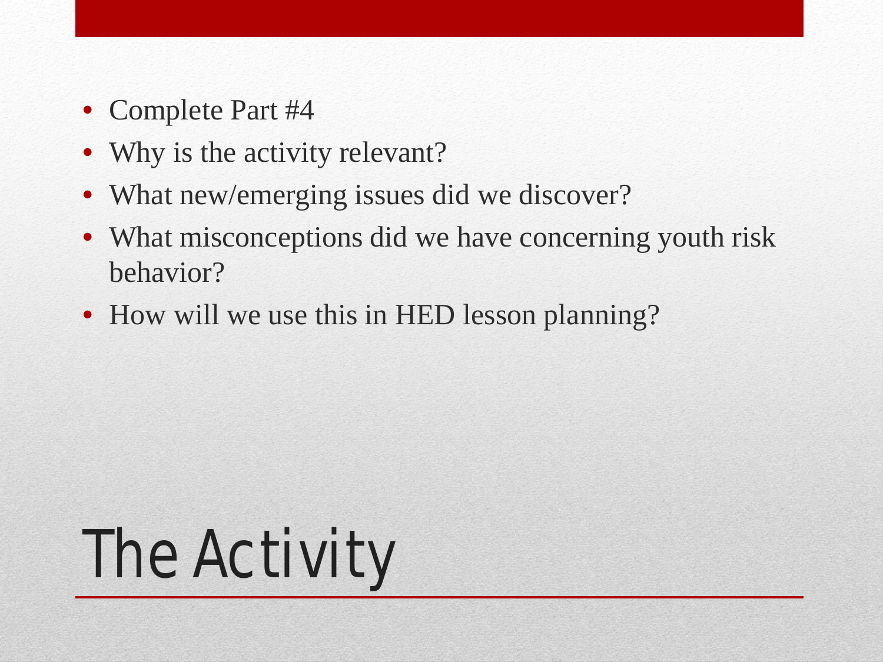# The Activity

- Complete Part #4
- Why is the activity relevant?
- What new/emerging issues did we discover?
- What misconceptions did we have concerning youth risk behavior?
- How will we use this in HED lesson planning?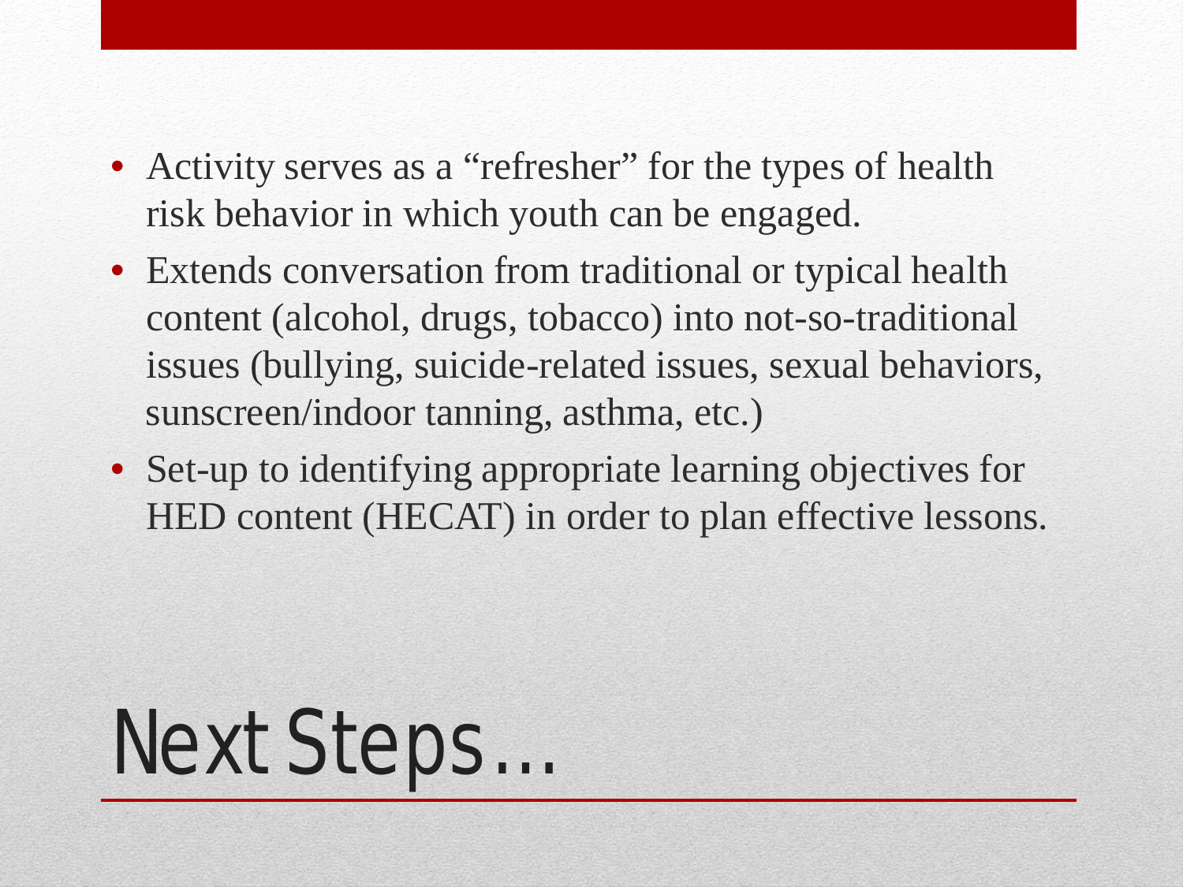- Activity serves as a "refresher" for the types of health risk behavior in which youth can be engaged.
- Extends conversation from traditional or typical health content (alcohol, drugs, tobacco) into not-so-traditional issues (bullying, suicide-related issues, sexual behaviors, sunscreen/indoor tanning, asthma, etc.)
- Set-up to identifying appropriate learning objectives for HED content (HECAT) in order to plan effective lessons.

# Next Steps…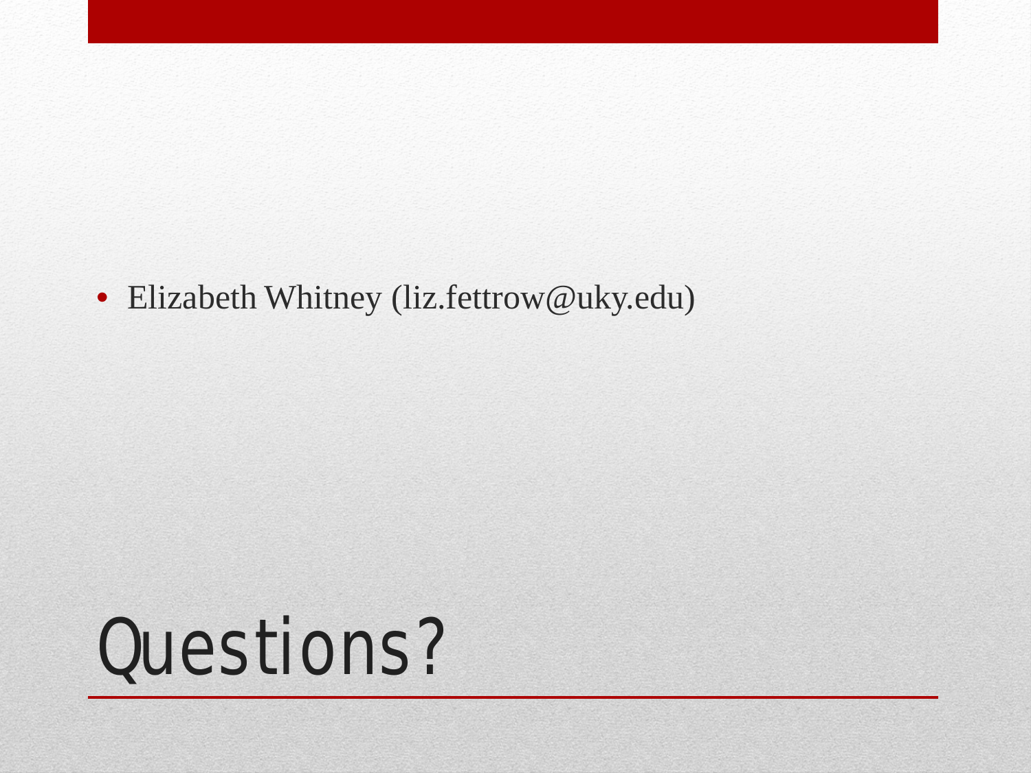- Elizabeth Whitney (liz.fettrow@uky.edu)

# Questions?